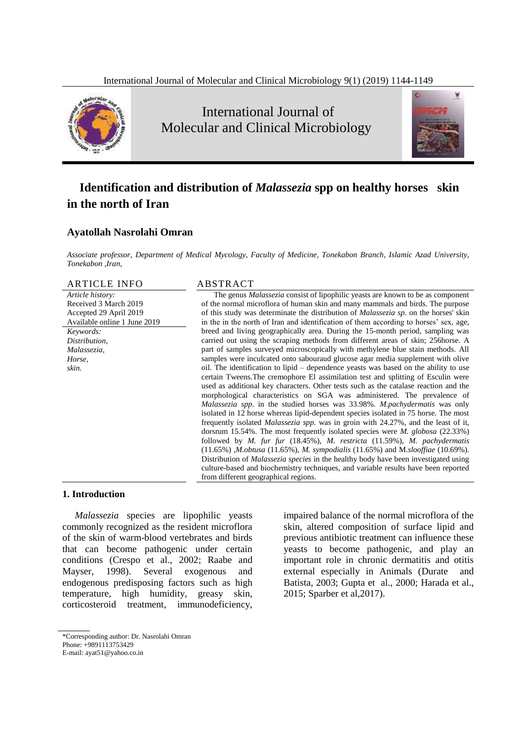# Identification and distribution of *Malassezia* spp on healthy horses skin in the north of Iran

## Ayatollah Nasrolahi Omran

*Associate professor, Department of Medical Mycology, Faculty of Medicine, Tonekabon Branch, Islamic Azad University, Tonekabon ,Iran,*

ARTICLE INFO

*Article history:*
Received 3 March 2019
Accepted 29 April 2019
Available online 1 June 2019

*Keywords:*
*Distribution,*
*Malassezia,*
*Horse,*
*skin.*

ABSTRACT

The genus *Malassezia* consist of lipophilic yeasts are known to be as component of the normal microflora of human skin and many mammals and birds. The purpose of this study was determinate the distribution of *Malassezia sp*. on the horses' skin in the in the north of Iran and identification of them according to horses' sex, age, breed and living geographically area. During the 15-month period, sampling was carried out using the scraping methods from different areas of skin; 256horse. A part of samples surveyed microscopically with methylene blue stain methods. All samples were inculcated onto sabouraud glucose agar media supplement with olive oil. The identification to lipid – dependence yeasts was based on the ability to use certain Tweens.The cremophore El assimilation test and splitting of Esculin were used as additional key characters. Other tests such as the catalase reaction and the morphological characteristics on SGA was administered. The prevalence of *Malassezia spp*. in the studied horses was 33.98%. *M.pachydermatis* was only isolated in 12 horse whereas lipid-dependent species isolated in 75 horse. The most frequently isolated *Malassezia spp.* was in groin with 24.27%, and the least of it, dorsrum 15.54%. The most frequently isolated species were *M. globosa* (22.33%) followed by *M. fur fur* (18.45%), *M. restricta* (11.59%), *M. pachydermatis* (11.65%) ,*M.obtusa* (11.65%), *M. sympodialis* (11.65%) and M.*slooffiae* (10.69%). Distribution of *Malassezia species* in the healthy body have been investigated using culture-based and biochemistry techniques, and variable results have been reported from different geographical regions.

## 1. Introduction

*Malassezia* species are lipophilic yeasts commonly recognized as the resident microflora of the skin of warm-blood vertebrates and birds that can become pathogenic under certain conditions (Crespo et al., 2002; Raabe and Mayser, 1998). Several exogenous and endogenous predisposing factors such as high temperature, high humidity, greasy skin, corticosteroid treatment, immunodeficiency, impaired balance of the normal microflora of the skin, altered composition of surface lipid and previous antibiotic treatment can influence these yeasts to become pathogenic, and play an important role in chronic dermatitis and otitis external especially in Animals (Durate and Batista, 2003; Gupta et al., 2000; Harada et al., 2015; Sparber et al,2017).

\*Corresponding author: Dr. Nasrolahi Omran
Phone: +9891113753429
E-mail: ayat51@yahoo.co.in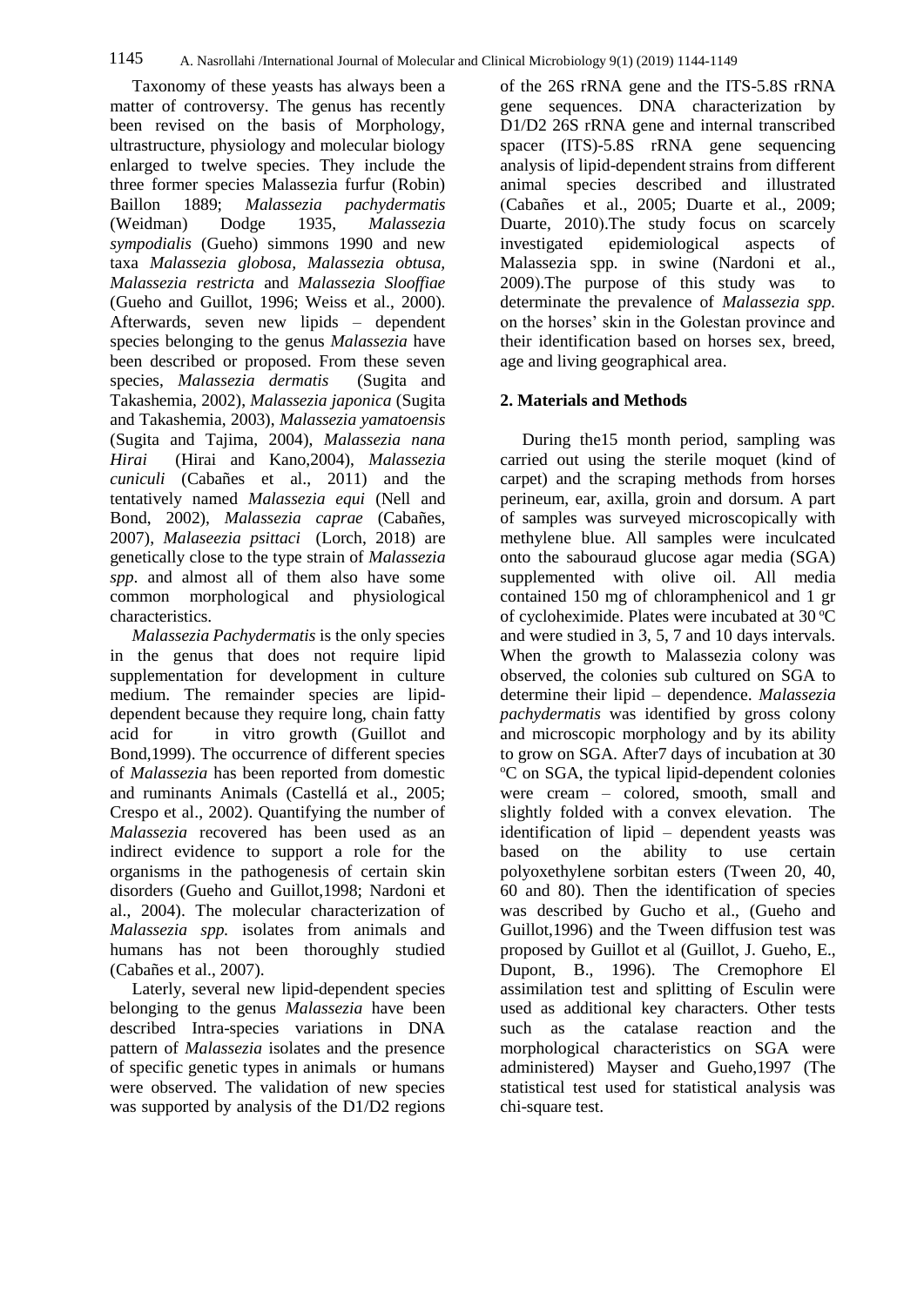Taxonomy of these yeasts has always been a matter of controversy. The genus has recently been revised on the basis of Morphology, ultrastructure, physiology and molecular biology enlarged to twelve species. They include the three former species Malassezia furfur (Robin) Baillon 1889; *Malassezia pachydermatis* (Weidman) Dodge 1935, *Malassezia sympodialis* (Gueho) simmons 1990 and new taxa *Malassezia globosa*, *Malassezia obtusa*, *Malassezia restricta* and *Malassezia Slooffiae* (Gueho and Guillot, 1996; Weiss et al., 2000). Afterwards, seven new lipids – dependent species belonging to the genus *Malassezia* have been described or proposed. From these seven species, *Malassezia dermatis* (Sugita and Takashemia, 2002), *Malassezia japonica* (Sugita and Takashemia, 2003), *Malassezia yamatoensis* (Sugita and Tajima, 2004), *Malassezia nana Hirai* (Hirai and Kano,2004), *Malassezia cuniculi* (Cabañes et al., 2011) and the tentatively named *Malassezia equi* (Nell and Bond, 2002), *Malassezia caprae* (Cabañes, 2007), *Malaseezia psittaci* (Lorch, 2018) are genetically close to the type strain of *Malassezia spp*. and almost all of them also have some common morphological and physiological characteristics.

*Malassezia Pachydermatis* is the only species in the genus that does not require lipid supplementation for development in culture medium. The remainder species are lipid-dependent because they require long, chain fatty acid for in vitro growth (Guillot and Bond,1999). The occurrence of different species of *Malassezia* has been reported from domestic and ruminants Animals (Castellá et al., 2005; Crespo et al., 2002). Quantifying the number of *Malassezia* recovered has been used as an indirect evidence to support a role for the organisms in the pathogenesis of certain skin disorders (Gueho and Guillot,1998; Nardoni et al., 2004). The molecular characterization of *Malassezia spp.* isolates from animals and humans has not been thoroughly studied (Cabañes et al., 2007).

Laterly, several new lipid-dependent species belonging to the genus *Malassezia* have been described Intra-species variations in DNA pattern of *Malassezia* isolates and the presence of specific genetic types in animals or humans were observed. The validation of new species was supported by analysis of the D1/D2 regions of the 26S rRNA gene and the ITS-5.8S rRNA gene sequences. DNA characterization by D1/D2 26S rRNA gene and internal transcribed spacer (ITS)-5.8S rRNA gene sequencing analysis of lipid-dependent strains from different animal species described and illustrated (Cabañes et al., 2005; Duarte et al., 2009; Duarte, 2010).The study focus on scarcely investigated epidemiological aspects of Malassezia spp. in swine (Nardoni et al., 2009).The purpose of this study was to determinate the prevalence of *Malassezia spp.* on the horses' skin in the Golestan province and their identification based on horses sex, breed, age and living geographical area.

## 2. Materials and Methods

During the15 month period, sampling was carried out using the sterile moquet (kind of carpet) and the scraping methods from horses perineum, ear, axilla, groin and dorsum. A part of samples was surveyed microscopically with methylene blue. All samples were inculcated onto the sabouraud glucose agar media (SGA) supplemented with olive oil. All media contained 150 mg of chloramphenicol and 1 gr of cycloheximide. Plates were incubated at 30 $^{o}$C and were studied in 3, 5, 7 and 10 days intervals. When the growth to Malassezia colony was observed, the colonies sub cultured on SGA to determine their lipid – dependence. *Malassezia pachydermatis* was identified by gross colony and microscopic morphology and by its ability to grow on SGA. After7 days of incubation at 30 $^{o}$C on SGA, the typical lipid-dependent colonies were cream – colored, smooth, small and slightly folded with a convex elevation. The identification of lipid – dependent yeasts was based on the ability to use certain polyoxethylene sorbitan esters (Tween 20, 40, 60 and 80). Then the identification of species was described by Gucho et al., (Gueho and Guillot,1996) and the Tween diffusion test was proposed by Guillot et al (Guillot, J. Gueho, E., Dupont, B., 1996). The Cremophore El assimilation test and splitting of Esculin were used as additional key characters. Other tests such as the catalase reaction and the morphological characteristics on SGA were administered) Mayser and Gueho,1997 (The statistical test used for statistical analysis was chi-square test.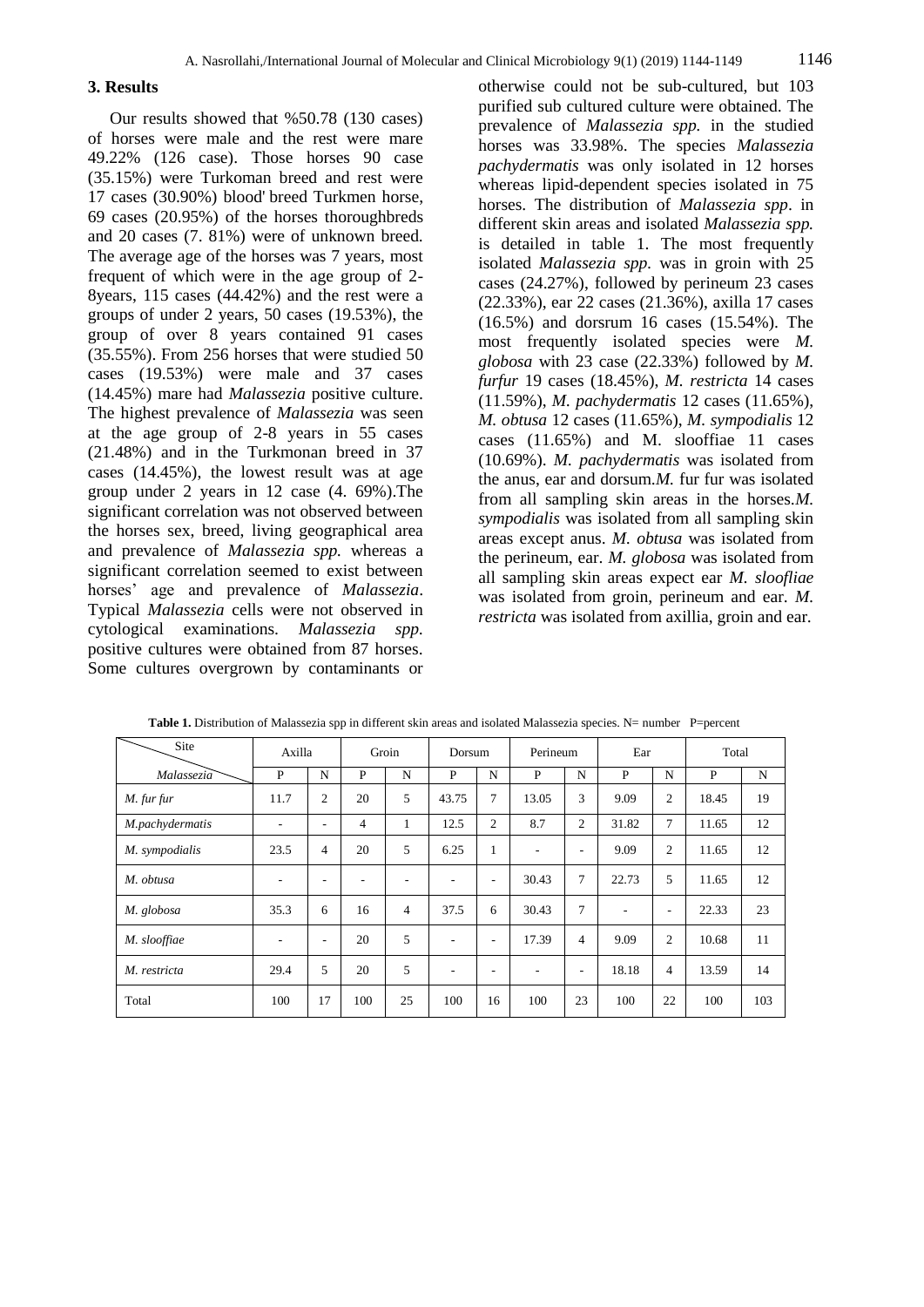## 3. Results

Our results showed that %50.78 (130 cases) of horses were male and the rest were mare 49.22% (126 case). Those horses 90 case (35.15%) were Turkoman breed and rest were 17 cases (30.90%) blood' breed Turkmen horse, 69 cases (20.95%) of the horses thoroughbreds and 20 cases (7. 81%) were of unknown breed. The average age of the horses was 7 years, most frequent of which were in the age group of 2-8years, 115 cases (44.42%) and the rest were a groups of under 2 years, 50 cases (19.53%), the group of over 8 years contained 91 cases (35.55%). From 256 horses that were studied 50 cases (19.53%) were male and 37 cases (14.45%) mare had *Malassezia* positive culture. The highest prevalence of *Malassezia* was seen at the age group of 2-8 years in 55 cases (21.48%) and in the Turkmonan breed in 37 cases (14.45%), the lowest result was at age group under 2 years in 12 case (4. 69%).The significant correlation was not observed between the horses sex, breed, living geographical area and prevalence of *Malassezia spp.* whereas a significant correlation seemed to exist between horses' age and prevalence of *Malassezia*. Typical *Malassezia* cells were not observed in cytological examinations. *Malassezia spp.* positive cultures were obtained from 87 horses. Some cultures overgrown by contaminants or otherwise could not be sub-cultured, but 103 purified sub cultured culture were obtained. The prevalence of *Malassezia spp.* in the studied horses was 33.98%. The species *Malassezia pachydermatis* was only isolated in 12 horses whereas lipid-dependent species isolated in 75 horses. The distribution of *Malassezia spp*. in different skin areas and isolated *Malassezia spp.* is detailed in table 1. The most frequently isolated *Malassezia spp.* was in groin with 25 cases (24.27%), followed by perineum 23 cases (22.33%), ear 22 cases (21.36%), axilla 17 cases (16.5%) and dorsrum 16 cases (15.54%). The most frequently isolated species were *M. globosa* with 23 case (22.33%) followed by *M. furfur* 19 cases (18.45%), *M. restricta* 14 cases (11.59%), *M. pachydermatis* 12 cases (11.65%), *M. obtusa* 12 cases (11.65%), *M. sympodialis* 12 cases (11.65%) and M. slooffiae 11 cases (10.69%). *M. pachydermatis* was isolated from the anus, ear and dorsum.*M.* fur fur was isolated from all sampling skin areas in the horses.*M. sympodialis* was isolated from all sampling skin areas except anus. *M. obtusa* was isolated from the perineum, ear. *M. globosa* was isolated from all sampling skin areas expect ear *M. sloofliae* was isolated from groin, perineum and ear. *M. restricta* was isolated from axillia, groin and ear.

**Table 1.** Distribution of Malassezia spp in different skin areas and isolated Malassezia species. N= number P=percent

| Site / *Malassezia* | Axilla | | Groin | | Dorsum | | Perineum | | Ear | | Total | |
|---|---|---|---|---|---|---|---|---|---|---|---|---|
| | P | N | P | N | P | N | P | N | P | N | P | N |
| *M. fur fur* | 11.7 | 2 | 20 | 5 | 43.75 | 7 | 13.05 | 3 | 9.09 | 2 | 18.45 | 19 |
| *M.pachydermatis* | - | - | 4 | 1 | 12.5 | 2 | 8.7 | 2 | 31.82 | 7 | 11.65 | 12 |
| *M. sympodialis* | 23.5 | 4 | 20 | 5 | 6.25 | 1 | - | - | 9.09 | 2 | 11.65 | 12 |
| *M. obtusa* | - | - | - | - | - | - | 30.43 | 7 | 22.73 | 5 | 11.65 | 12 |
| *M. globosa* | 35.3 | 6 | 16 | 4 | 37.5 | 6 | 30.43 | 7 | - | - | 22.33 | 23 |
| *M. slooffiae* | - | - | 20 | 5 | - | - | 17.39 | 4 | 9.09 | 2 | 10.68 | 11 |
| *M. restricta* | 29.4 | 5 | 20 | 5 | - | - | - | - | 18.18 | 4 | 13.59 | 14 |
| Total | 100 | 17 | 100 | 25 | 100 | 16 | 100 | 23 | 100 | 22 | 100 | 103 |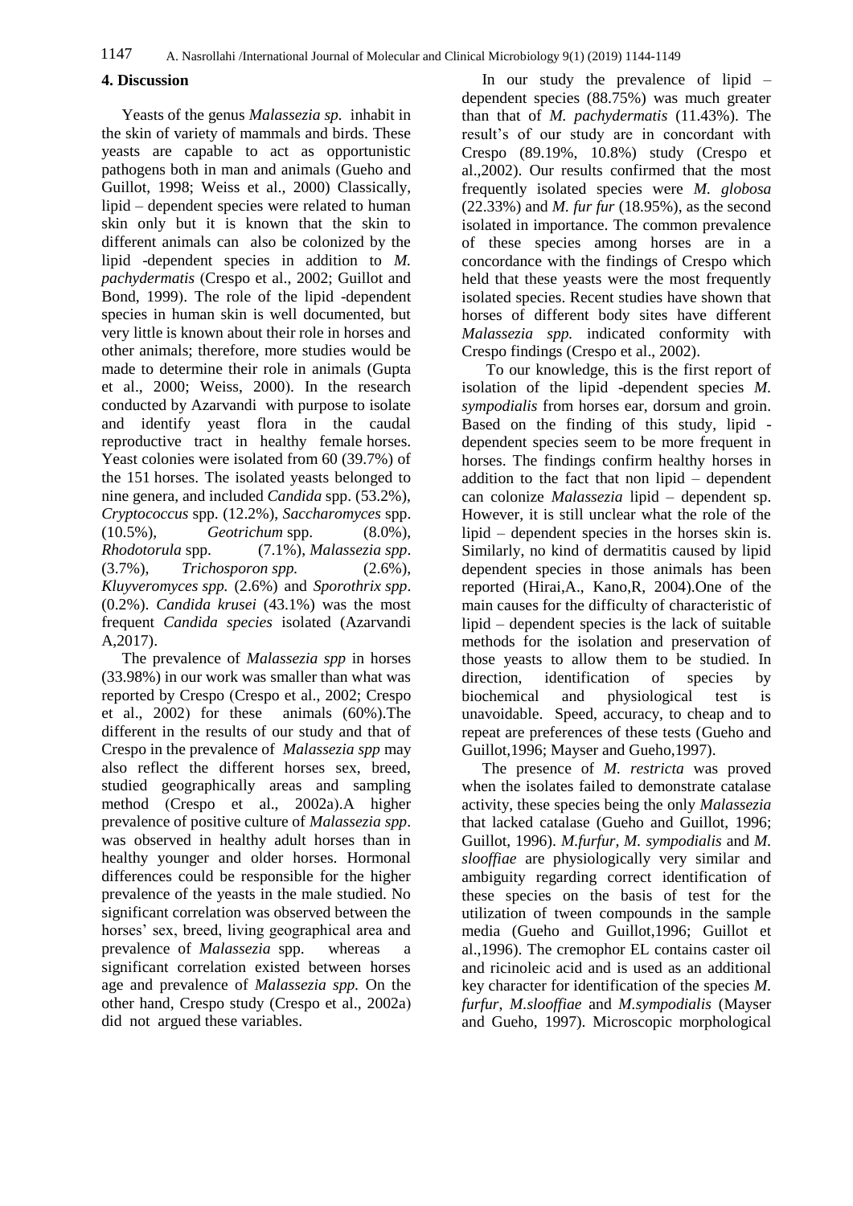## 4. Discussion

Yeasts of the genus *Malassezia sp.* inhabit in the skin of variety of mammals and birds. These yeasts are capable to act as opportunistic pathogens both in man and animals (Gueho and Guillot, 1998; Weiss et al., 2000) Classically, lipid – dependent species were related to human skin only but it is known that the skin to different animals can also be colonized by the lipid -dependent species in addition to *M. pachydermatis* (Crespo et al., 2002; Guillot and Bond, 1999). The role of the lipid -dependent species in human skin is well documented, but very little is known about their role in horses and other animals; therefore, more studies would be made to determine their role in animals (Gupta et al., 2000; Weiss, 2000). In the research conducted by Azarvandi with purpose to isolate and identify yeast flora in the caudal reproductive tract in healthy female horses. Yeast colonies were isolated from 60 (39.7%) of the 151 horses. The isolated yeasts belonged to nine genera, and included *Candida* spp. (53.2%), *Cryptococcus* spp. (12.2%), *Saccharomyces* spp. (10.5%), *Geotrichum* spp. (8.0%), *Rhodotorula* spp. (7.1%), *Malassezia spp*. (3.7%), *Trichosporon spp.* (2.6%), *Kluyveromyces spp.* (2.6%) and *Sporothrix spp*. (0.2%). *Candida krusei* (43.1%) was the most frequent *Candida species* isolated (Azarvandi A,2017).

The prevalence of *Malassezia spp* in horses (33.98%) in our work was smaller than what was reported by Crespo (Crespo et al., 2002; Crespo et al., 2002) for these animals (60%).The different in the results of our study and that of Crespo in the prevalence of *Malassezia spp* may also reflect the different horses sex, breed, studied geographically areas and sampling method (Crespo et al., 2002a).A higher prevalence of positive culture of *Malassezia spp*. was observed in healthy adult horses than in healthy younger and older horses. Hormonal differences could be responsible for the higher prevalence of the yeasts in the male studied. No significant correlation was observed between the horses' sex, breed, living geographical area and prevalence of *Malassezia* spp. whereas a significant correlation existed between horses age and prevalence of *Malassezia spp.* On the other hand, Crespo study (Crespo et al., 2002a) did not argued these variables.

In our study the prevalence of lipid – dependent species (88.75%) was much greater than that of *M. pachydermatis* (11.43%). The result's of our study are in concordant with Crespo (89.19%, 10.8%) study (Crespo et al.,2002). Our results confirmed that the most frequently isolated species were *M. globosa* (22.33%) and *M. fur fur* (18.95%), as the second isolated in importance. The common prevalence of these species among horses are in a concordance with the findings of Crespo which held that these yeasts were the most frequently isolated species. Recent studies have shown that horses of different body sites have different *Malassezia spp.* indicated conformity with Crespo findings (Crespo et al., 2002).

To our knowledge, this is the first report of isolation of the lipid -dependent species *M. sympodialis* from horses ear, dorsum and groin. Based on the finding of this study, lipid - dependent species seem to be more frequent in horses. The findings confirm healthy horses in addition to the fact that non lipid – dependent can colonize *Malassezia* lipid – dependent sp. However, it is still unclear what the role of the lipid – dependent species in the horses skin is. Similarly, no kind of dermatitis caused by lipid dependent species in those animals has been reported (Hirai,A., Kano,R, 2004).One of the main causes for the difficulty of characteristic of lipid – dependent species is the lack of suitable methods for the isolation and preservation of those yeasts to allow them to be studied. In direction, identification of species by biochemical and physiological test is unavoidable. Speed, accuracy, to cheap and to repeat are preferences of these tests (Gueho and Guillot,1996; Mayser and Gueho,1997).

The presence of *M. restricta* was proved when the isolates failed to demonstrate catalase activity, these species being the only *Malassezia* that lacked catalase (Gueho and Guillot, 1996; Guillot, 1996). *M.furfur*, *M. sympodialis* and *M. slooffiae* are physiologically very similar and ambiguity regarding correct identification of these species on the basis of test for the utilization of tween compounds in the sample media (Gueho and Guillot,1996; Guillot et al.,1996). The cremophor EL contains caster oil and ricinoleic acid and is used as an additional key character for identification of the species *M. furfur*, *M.slooffiae* and *M.sympodialis* (Mayser and Gueho, 1997). Microscopic morphological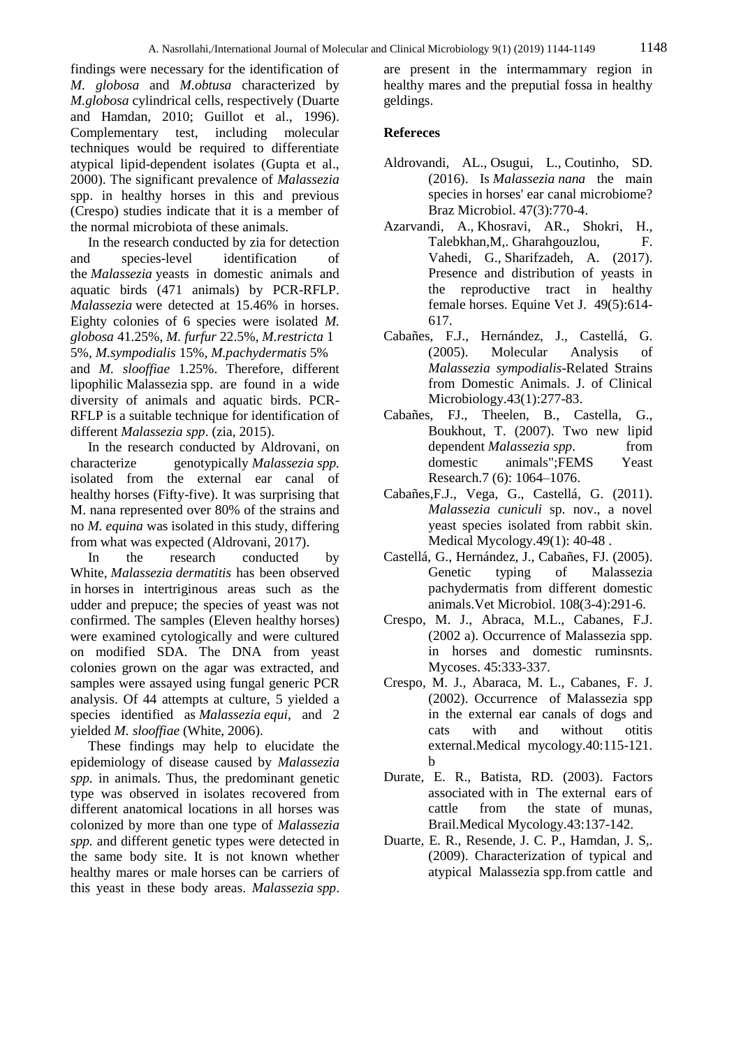findings were necessary for the identification of *M. globosa* and *M.obtusa* characterized by *M.globosa* cylindrical cells, respectively (Duarte and Hamdan, 2010; Guillot et al., 1996). Complementary test, including molecular techniques would be required to differentiate atypical lipid-dependent isolates (Gupta et al., 2000). The significant prevalence of *Malassezia* spp. in healthy horses in this and previous (Crespo) studies indicate that it is a member of the normal microbiota of these animals.

In the research conducted by zia for detection and species-level identification of the *Malassezia* yeasts in domestic animals and aquatic birds (471 animals) by PCR-RFLP. *Malassezia* were detected at 15.46% in horses. Eighty colonies of 6 species were isolated *M. globosa* 41.25%, *M. furfur* 22.5%, *M.restricta* 1 5%, *M.sympodialis* 15%, *M.pachydermatis* 5% and *M. slooffiae* 1.25%. Therefore, different lipophilic Malassezia spp. are found in a wide diversity of animals and aquatic birds. PCR-RFLP is a suitable technique for identification of different *Malassezia spp*. (zia, 2015).

In the research conducted by Aldrovani, on characterize genotypically *Malassezia spp.* isolated from the external ear canal of healthy horses (Fifty-five). It was surprising that M. nana represented over 80% of the strains and no *M. equina* was isolated in this study, differing from what was expected (Aldrovani, 2017).

In the research conducted by White, *Malassezia dermatitis* has been observed in horses in intertriginous areas such as the udder and prepuce; the species of yeast was not confirmed. The samples (Eleven healthy horses) were examined cytologically and were cultured on modified SDA. The DNA from yeast colonies grown on the agar was extracted, and samples were assayed using fungal generic PCR analysis. Of 44 attempts at culture, 5 yielded a species identified as *Malassezia equi*, and 2 yielded *M. slooffiae* (White, 2006).

These findings may help to elucidate the epidemiology of disease caused by *Malassezia spp.* in animals. Thus, the predominant genetic type was observed in isolates recovered from different anatomical locations in all horses was colonized by more than one type of *Malassezia spp.* and different genetic types were detected in the same body site. It is not known whether healthy mares or male horses can be carriers of this yeast in these body areas. *Malassezia spp*. are present in the intermammary region in healthy mares and the preputial fossa in healthy geldings.

**Refereces**

Aldrovandi, AL., Osugui, L., Coutinho, SD. (2016). Is *Malassezia nana* the main species in horses' ear canal microbiome? Braz Microbiol. 47(3):770-4.

Azarvandi, A., Khosravi, AR., Shokri, H., Talebkhan,M,. Gharahgouzlou, F. Vahedi, G., Sharifzadeh, A. (2017). Presence and distribution of yeasts in the reproductive tract in healthy female horses. Equine Vet J. 49(5):614-617.

Cabañes, F.J., Hernández, J., Castellá, G. (2005). Molecular Analysis of *Malassezia sympodialis*-Related Strains from Domestic Animals. J. of Clinical Microbiology.43(1):277-83.

Cabañes, FJ., Theelen, B., Castella, G., Boukhout, T. (2007). Two new lipid dependent *Malassezia spp*. from domestic animals";FEMS Yeast Research.7 (6): 1064–1076.

Cabañes,F.J., Vega, G., Castellá, G. (2011). *Malassezia cuniculi* sp. nov., a novel yeast species isolated from rabbit skin. Medical Mycology.49(1): 40-48 .

Castellá, G., Hernández, J., Cabañes, FJ. (2005). Genetic typing of Malassezia pachydermatis from different domestic animals.Vet Microbiol. 108(3-4):291-6.

Crespo, M. J., Abraca, M.L., Cabanes, F.J. (2002 a). Occurrence of Malassezia spp. in horses and domestic ruminsnts. Mycoses. 45:333-337.

Crespo, M. J., Abaraca, M. L., Cabanes, F. J. (2002). Occurrence of Malassezia spp in the external ear canals of dogs and cats with and without otitis external.Medical mycology.40:115-121. b

Durate, E. R., Batista, RD. (2003). Factors associated with in The external ears of cattle from the state of munas, Brail.Medical Mycology.43:137-142.

Duarte, E. R., Resende, J. C. P., Hamdan, J. S,. (2009). Characterization of typical and atypical Malassezia spp.from cattle and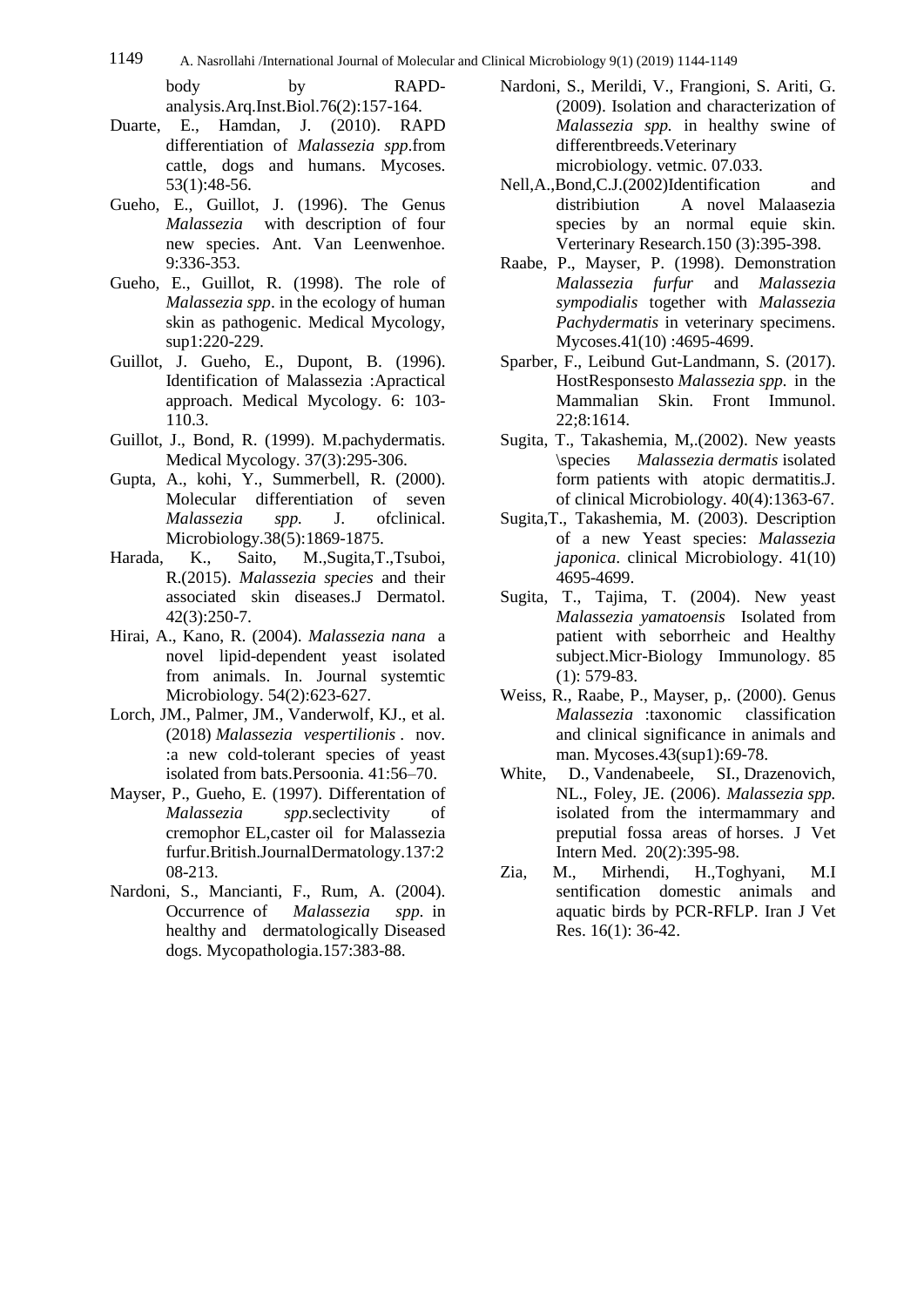body by RAPD-analysis.Arq.Inst.Biol.76(2):157-164.

Duarte, E., Hamdan, J. (2010). RAPD differentiation of *Malassezia spp*.from cattle, dogs and humans. Mycoses. 53(1):48-56.

Gueho, E., Guillot, J. (1996). The Genus *Malassezia* with description of four new species. Ant. Van Leenwenhoe. 9:336-353.

Gueho, E., Guillot, R. (1998). The role of *Malassezia spp*. in the ecology of human skin as pathogenic. Medical Mycology, sup1:220-229.

Guillot, J. Gueho, E., Dupont, B. (1996). Identification of Malassezia :Apractical approach. Medical Mycology. 6: 103-110.3.

Guillot, J., Bond, R. (1999). M.pachydermatis. Medical Mycology. 37(3):295-306.

Gupta, A., kohi, Y., Summerbell, R. (2000). Molecular differentiation of seven *Malassezia spp.* J. ofclinical. Microbiology.38(5):1869-1875.

Harada, K., Saito, M.,Sugita,T.,Tsuboi, R.(2015). *Malassezia species* and their associated skin diseases.J Dermatol. 42(3):250-7.

Hirai, A., Kano, R. (2004). *Malassezia nana* a novel lipid-dependent yeast isolated from animals. In. Journal systemtic Microbiology. 54(2):623-627.

Lorch, JM., Palmer, JM., Vanderwolf, KJ., et al. (2018) *Malassezia vespertilionis* . nov. :a new cold-tolerant species of yeast isolated from bats.Persoonia. 41:56–70.

Mayser, P., Gueho, E. (1997). Differentation of *Malassezia spp*.seclectivity of cremophor EL,caster oil for Malassezia furfur.British.JournalDermatology.137:208-213.

Nardoni, S., Mancianti, F., Rum, A. (2004). Occurrence of *Malassezia spp.* in healthy and dermatologically Diseased dogs. Mycopathologia.157:383-88.

Nardoni, S., Merildi, V., Frangioni, S. Ariti, G. (2009). Isolation and characterization of *Malassezia spp.* in healthy swine of differentbreeds.Veterinary microbiology. vetmic. 07.033.

Nell,A.,Bond,C.J.(2002)Identification and distribiution A novel Malaasezia species by an normal equie skin. Verterinary Research.150 (3):395-398.

Raabe, P., Mayser, P. (1998). Demonstration *Malassezia furfur* and *Malassezia sympodialis* together with *Malassezia Pachydermatis* in veterinary specimens. Mycoses.41(10) :4695-4699.

Sparber, F., Leibund Gut-Landmann, S. (2017). HostResponsesto *Malassezia spp.* in the Mammalian Skin. Front Immunol. 22;8:1614.

Sugita, T., Takashemia, M,.(2002). New yeasts \species *Malassezia dermatis* isolated form patients with atopic dermatitis.J. of clinical Microbiology. 40(4):1363-67.

Sugita,T., Takashemia, M. (2003). Description of a new Yeast species: *Malassezia japonica*. clinical Microbiology. 41(10) 4695-4699.

Sugita, T., Tajima, T. (2004). New yeast *Malassezia yamatoensis* Isolated from patient with seborrheic and Healthy subject.Micr-Biology Immunology. 85 (1): 579-83.

Weiss, R., Raabe, P., Mayser, p,. (2000). Genus *Malassezia* :taxonomic classification and clinical significance in animals and man. Mycoses.43(sup1):69-78.

White, D., Vandenabeele, SI., Drazenovich, NL., Foley, JE. (2006). *Malassezia spp.* isolated from the intermammary and preputial fossa areas of horses. J Vet Intern Med. 20(2):395-98.

Zia, M., Mirhendi, H.,Toghyani, M.I sentification domestic animals and aquatic birds by PCR-RFLP. Iran J Vet Res. 16(1): 36-42.